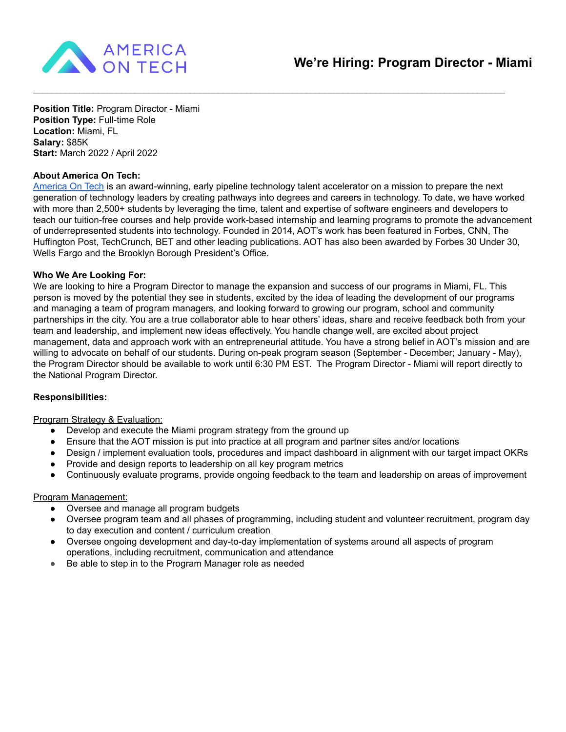AMERICA ON TECH

# We're Hiring: Program Director - Miami

---

**Position Title:** Program Director - Miami
**Position Type:** Full-time Role
**Location:** Miami, FL
**Salary:** $85K
**Start:** March 2022 / April 2022

**About America On Tech:**

America On Tech is an award-winning, early pipeline technology talent accelerator on a mission to prepare the next generation of technology leaders by creating pathways into degrees and careers in technology. To date, we have worked with more than 2,500+ students by leveraging the time, talent and expertise of software engineers and developers to teach our tuition-free courses and help provide work-based internship and learning programs to promote the advancement of underrepresented students into technology. Founded in 2014, AOT's work has been featured in Forbes, CNN, The Huffington Post, TechCrunch, BET and other leading publications. AOT has also been awarded by Forbes 30 Under 30, Wells Fargo and the Brooklyn Borough President's Office.

**Who We Are Looking For:**

We are looking to hire a Program Director to manage the expansion and success of our programs in Miami, FL. This person is moved by the potential they see in students, excited by the idea of leading the development of our programs and managing a team of program managers, and looking forward to growing our program, school and community partnerships in the city. You are a true collaborator able to hear others' ideas, share and receive feedback both from your team and leadership, and implement new ideas effectively. You handle change well, are excited about project management, data and approach work with an entrepreneurial attitude. You have a strong belief in AOT's mission and are willing to advocate on behalf of our students. During on-peak program season (September - December; January - May), the Program Director should be available to work until 6:30 PM EST. The Program Director - Miami will report directly to the National Program Director.

**Responsibilities:**

Program Strategy & Evaluation:

- Develop and execute the Miami program strategy from the ground up
- Ensure that the AOT mission is put into practice at all program and partner sites and/or locations
- Design / implement evaluation tools, procedures and impact dashboard in alignment with our target impact OKRs
- Provide and design reports to leadership on all key program metrics
- Continuously evaluate programs, provide ongoing feedback to the team and leadership on areas of improvement

Program Management:

- Oversee and manage all program budgets
- Oversee program team and all phases of programming, including student and volunteer recruitment, program day to day execution and content / curriculum creation
- Oversee ongoing development and day-to-day implementation of systems around all aspects of program operations, including recruitment, communication and attendance
- Be able to step in to the Program Manager role as needed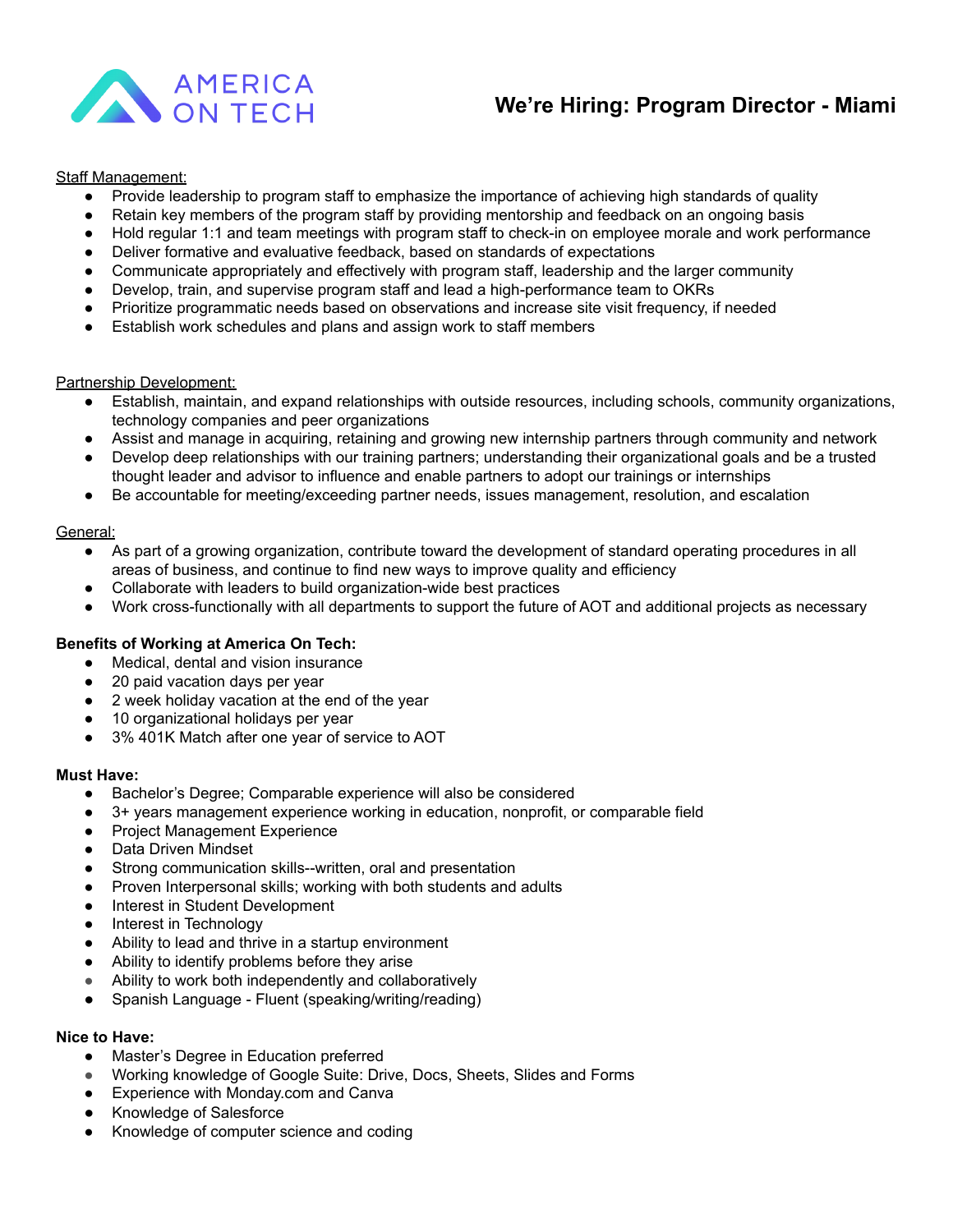# We're Hiring: Program Director - Miami

Staff Management:

- Provide leadership to program staff to emphasize the importance of achieving high standards of quality
- Retain key members of the program staff by providing mentorship and feedback on an ongoing basis
- Hold regular 1:1 and team meetings with program staff to check-in on employee morale and work performance
- Deliver formative and evaluative feedback, based on standards of expectations
- Communicate appropriately and effectively with program staff, leadership and the larger community
- Develop, train, and supervise program staff and lead a high-performance team to OKRs
- Prioritize programmatic needs based on observations and increase site visit frequency, if needed
- Establish work schedules and plans and assign work to staff members

Partnership Development:

- Establish, maintain, and expand relationships with outside resources, including schools, community organizations, technology companies and peer organizations
- Assist and manage in acquiring, retaining and growing new internship partners through community and network
- Develop deep relationships with our training partners; understanding their organizational goals and be a trusted thought leader and advisor to influence and enable partners to adopt our trainings or internships
- Be accountable for meeting/exceeding partner needs, issues management, resolution, and escalation

General:

- As part of a growing organization, contribute toward the development of standard operating procedures in all areas of business, and continue to find new ways to improve quality and efficiency
- Collaborate with leaders to build organization-wide best practices
- Work cross-functionally with all departments to support the future of AOT and additional projects as necessary

**Benefits of Working at America On Tech:**

- Medical, dental and vision insurance
- 20 paid vacation days per year
- 2 week holiday vacation at the end of the year
- 10 organizational holidays per year
- 3% 401K Match after one year of service to AOT

**Must Have:**

- Bachelor's Degree; Comparable experience will also be considered
- 3+ years management experience working in education, nonprofit, or comparable field
- Project Management Experience
- Data Driven Mindset
- Strong communication skills--written, oral and presentation
- Proven Interpersonal skills; working with both students and adults
- Interest in Student Development
- Interest in Technology
- Ability to lead and thrive in a startup environment
- Ability to identify problems before they arise
- Ability to work both independently and collaboratively
- Spanish Language - Fluent (speaking/writing/reading)

**Nice to Have:**

- Master's Degree in Education preferred
- Working knowledge of Google Suite: Drive, Docs, Sheets, Slides and Forms
- Experience with Monday.com and Canva
- Knowledge of Salesforce
- Knowledge of computer science and coding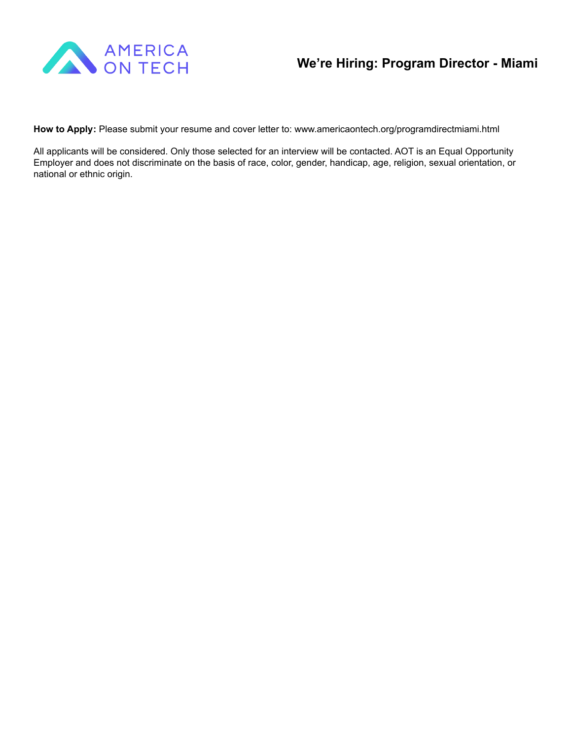AMERICA ON TECH

# We’re Hiring: Program Director - Miami

**How to Apply:** Please submit your resume and cover letter to: www.americaontech.org/programdirectmiami.html

All applicants will be considered. Only those selected for an interview will be contacted. AOT is an Equal Opportunity Employer and does not discriminate on the basis of race, color, gender, handicap, age, religion, sexual orientation, or national or ethnic origin.